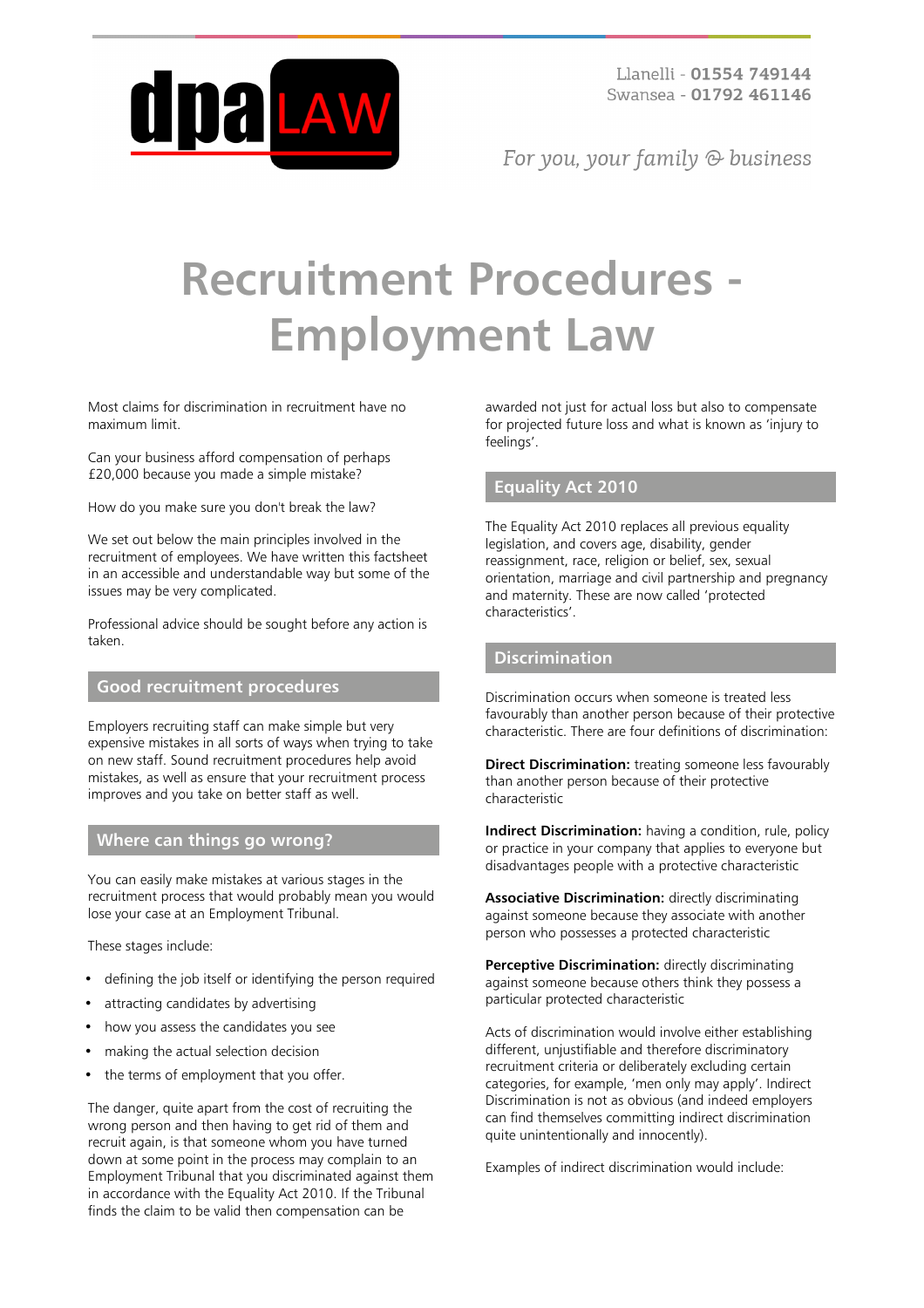# Recruitment Procedures - Employment Law

Most claims for discrimination in recruitment have no maximum limit.

Can your business afford compensation of perhaps £20,000 because you made a simple mistake?

How do you make sure you don't break the law?

We set out below the main principles involved in the recruitment of employees. We have written this factsheet in an accessible and understandable way but some of the issues may be very complicated.

Professional advice should be sought before any action is taken.

## Good recruitment procedures

Employers recruiting staff can make simple but very expensive mistakes in all sorts of ways when trying to take on new staff. Sound recruitment procedures help avoid mistakes, as well as ensure that your recruitment process improves and you take on better staff as well.

## Where can things go wrong?

You can easily make mistakes at various stages in the recruitment process that would probably mean you would lose your case at an Employment Tribunal.

These stages include:

- defining the job itself or identifying the person required
- attracting candidates by advertising
- how you assess the candidates you see
- making the actual selection decision
- the terms of employment that you offer.

The danger, quite apart from the cost of recruiting the wrong person and then having to get rid of them and recruit again, is that someone whom you have turned down at some point in the process may complain to an Employment Tribunal that you discriminated against them in accordance with the Equality Act 2010. If the Tribunal finds the claim to be valid then compensation can be awarded not just for actual loss but also to compensate for projected future loss and what is known as 'injury to feelings'.

## Equality Act 2010

The Equality Act 2010 replaces all previous equality legislation, and covers age, disability, gender reassignment, race, religion or belief, sex, sexual orientation, marriage and civil partnership and pregnancy and maternity. These are now called 'protected characteristics'.

## Discrimination

Discrimination occurs when someone is treated less favourably than another person because of their protective characteristic. There are four definitions of discrimination:

**Direct Discrimination:** treating someone less favourably than another person because of their protective characteristic

**Indirect Discrimination:** having a condition, rule, policy or practice in your company that applies to everyone but disadvantages people with a protective characteristic

**Associative Discrimination:** directly discriminating against someone because they associate with another person who possesses a protected characteristic

**Perceptive Discrimination:** directly discriminating against someone because others think they possess a particular protected characteristic

Acts of discrimination would involve either establishing different, unjustifiable and therefore discriminatory recruitment criteria or deliberately excluding certain categories, for example, 'men only may apply'. Indirect Discrimination is not as obvious (and indeed employers can find themselves committing indirect discrimination quite unintentionally and innocently).

Examples of indirect discrimination would include: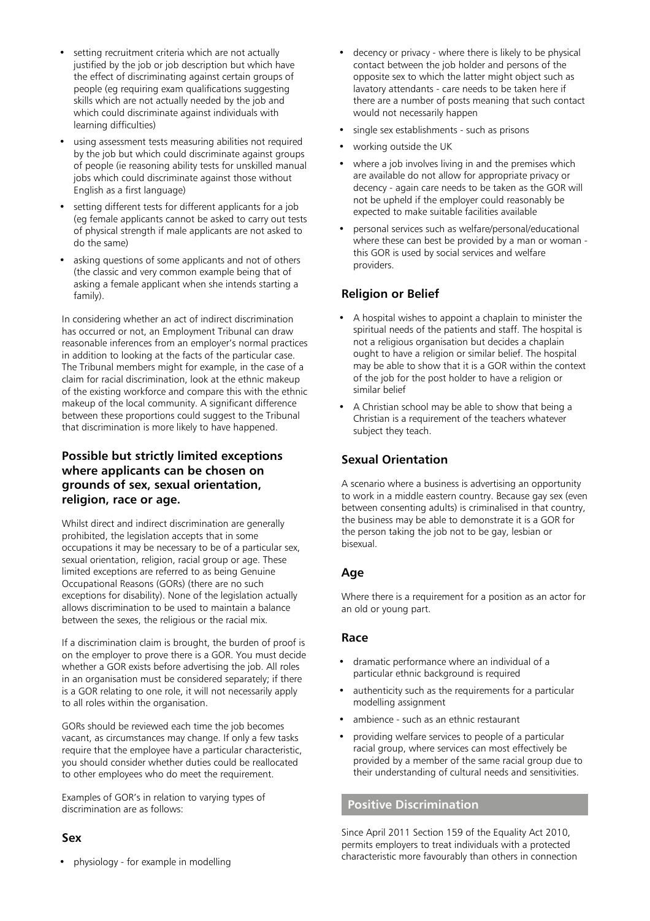- setting recruitment criteria which are not actually justified by the job or job description but which have the effect of discriminating against certain groups of people (eg requiring exam qualifications suggesting skills which are not actually needed by the job and which could discriminate against individuals with learning difficulties)
- using assessment tests measuring abilities not required by the job but which could discriminate against groups of people (ie reasoning ability tests for unskilled manual jobs which could discriminate against those without English as a first language)
- setting different tests for different applicants for a job (eg female applicants cannot be asked to carry out tests of physical strength if male applicants are not asked to do the same)
- asking questions of some applicants and not of others (the classic and very common example being that of asking a female applicant when she intends starting a family).

In considering whether an act of indirect discrimination has occurred or not, an Employment Tribunal can draw reasonable inferences from an employer's normal practices in addition to looking at the facts of the particular case. The Tribunal members might for example, in the case of a claim for racial discrimination, look at the ethnic makeup of the existing workforce and compare this with the ethnic makeup of the local community. A significant difference between these proportions could suggest to the Tribunal that discrimination is more likely to have happened.

### Possible but strictly limited exceptions where applicants can be chosen on grounds of sex, sexual orientation, religion, race or age.

Whilst direct and indirect discrimination are generally prohibited, the legislation accepts that in some occupations it may be necessary to be of a particular sex, sexual orientation, religion, racial group or age. These limited exceptions are referred to as being Genuine Occupational Reasons (GORs) (there are no such exceptions for disability). None of the legislation actually allows discrimination to be used to maintain a balance between the sexes, the religious or the racial mix.

If a discrimination claim is brought, the burden of proof is on the employer to prove there is a GOR. You must decide whether a GOR exists before advertising the job. All roles in an organisation must be considered separately; if there is a GOR relating to one role, it will not necessarily apply to all roles within the organisation.

GORs should be reviewed each time the job becomes vacant, as circumstances may change. If only a few tasks require that the employee have a particular characteristic, you should consider whether duties could be reallocated to other employees who do meet the requirement.

Examples of GOR's in relation to varying types of discrimination are as follows:

### Sex

- physiology - for example in modelling
- decency or privacy - where there is likely to be physical contact between the job holder and persons of the opposite sex to which the latter might object such as lavatory attendants - care needs to be taken here if there are a number of posts meaning that such contact would not necessarily happen
- single sex establishments - such as prisons
- working outside the UK
- where a job involves living in and the premises which are available do not allow for appropriate privacy or decency - again care needs to be taken as the GOR will not be upheld if the employer could reasonably be expected to make suitable facilities available
- personal services such as welfare/personal/educational where these can best be provided by a man or woman - this GOR is used by social services and welfare providers.

### Religion or Belief

- A hospital wishes to appoint a chaplain to minister the spiritual needs of the patients and staff. The hospital is not a religious organisation but decides a chaplain ought to have a religion or similar belief. The hospital may be able to show that it is a GOR within the context of the job for the post holder to have a religion or similar belief
- A Christian school may be able to show that being a Christian is a requirement of the teachers whatever subject they teach.

### Sexual Orientation

A scenario where a business is advertising an opportunity to work in a middle eastern country. Because gay sex (even between consenting adults) is criminalised in that country, the business may be able to demonstrate it is a GOR for the person taking the job not to be gay, lesbian or bisexual.

### Age

Where there is a requirement for a position as an actor for an old or young part.

### Race

- dramatic performance where an individual of a particular ethnic background is required
- authenticity such as the requirements for a particular modelling assignment
- ambience - such as an ethnic restaurant
- providing welfare services to people of a particular racial group, where services can most effectively be provided by a member of the same racial group due to their understanding of cultural needs and sensitivities.

## Positive Discrimination

Since April 2011 Section 159 of the Equality Act 2010, permits employers to treat individuals with a protected characteristic more favourably than others in connection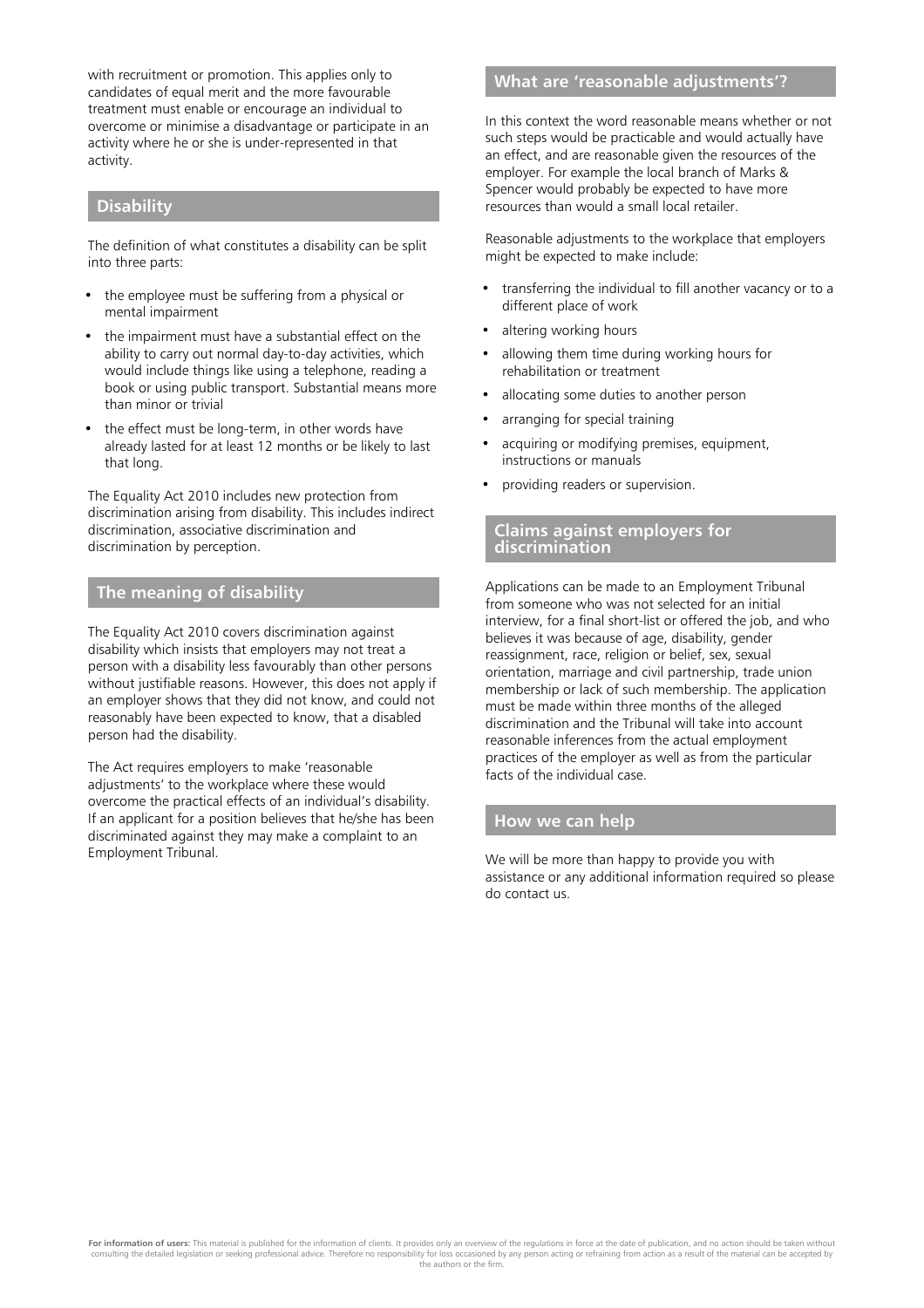with recruitment or promotion. This applies only to candidates of equal merit and the more favourable treatment must enable or encourage an individual to overcome or minimise a disadvantage or participate in an activity where he or she is under-represented in that activity.

## Disability

The definition of what constitutes a disability can be split into three parts:

- the employee must be suffering from a physical or mental impairment
- the impairment must have a substantial effect on the ability to carry out normal day-to-day activities, which would include things like using a telephone, reading a book or using public transport. Substantial means more than minor or trivial
- the effect must be long-term, in other words have already lasted for at least 12 months or be likely to last that long.

The Equality Act 2010 includes new protection from discrimination arising from disability. This includes indirect discrimination, associative discrimination and discrimination by perception.

## The meaning of disability

The Equality Act 2010 covers discrimination against disability which insists that employers may not treat a person with a disability less favourably than other persons without justifiable reasons. However, this does not apply if an employer shows that they did not know, and could not reasonably have been expected to know, that a disabled person had the disability.

The Act requires employers to make 'reasonable adjustments' to the workplace where these would overcome the practical effects of an individual's disability. If an applicant for a position believes that he/she has been discriminated against they may make a complaint to an Employment Tribunal.

## What are 'reasonable adjustments'?

In this context the word reasonable means whether or not such steps would be practicable and would actually have an effect, and are reasonable given the resources of the employer. For example the local branch of Marks & Spencer would probably be expected to have more resources than would a small local retailer.

Reasonable adjustments to the workplace that employers might be expected to make include:

- transferring the individual to fill another vacancy or to a different place of work
- altering working hours
- allowing them time during working hours for rehabilitation or treatment
- allocating some duties to another person
- arranging for special training
- acquiring or modifying premises, equipment, instructions or manuals
- providing readers or supervision.

## Claims against employers for discrimination

Applications can be made to an Employment Tribunal from someone who was not selected for an initial interview, for a final short-list or offered the job, and who believes it was because of age, disability, gender reassignment, race, religion or belief, sex, sexual orientation, marriage and civil partnership, trade union membership or lack of such membership. The application must be made within three months of the alleged discrimination and the Tribunal will take into account reasonable inferences from the actual employment practices of the employer as well as from the particular facts of the individual case.

## How we can help

We will be more than happy to provide you with assistance or any additional information required so please do contact us.

**For information of users:** This material is published for the information of clients. It provides only an overview of the regulations in force at the date of publication, and no action should be taken without consulting the detailed legislation or seeking professional advice. Therefore no responsibility for loss occasioned by any person acting or refraining from action as a result of the material can be accepted by the authors or the firm.